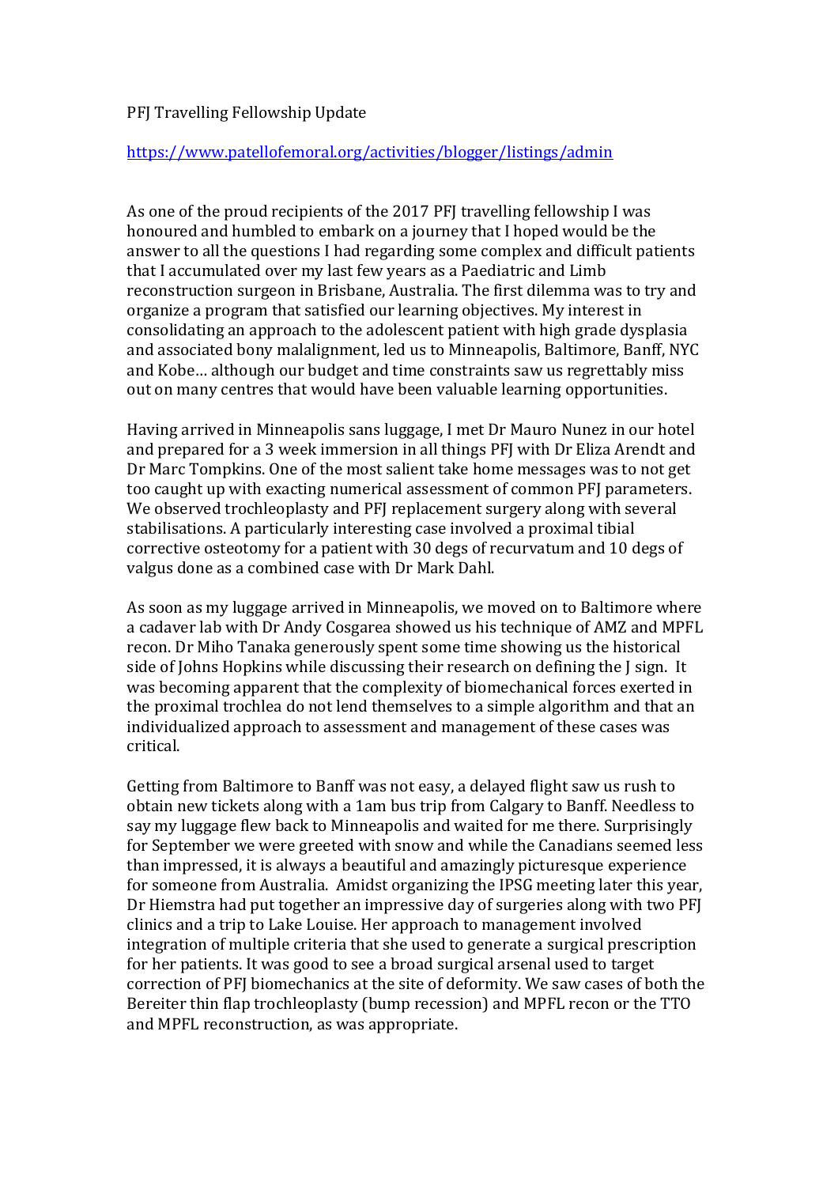PFJ Travelling Fellowship Update

https://www.patellofemoral.org/activities/blogger/listings/admin

As one of the proud recipients of the 2017 PFJ travelling fellowship I was honoured and humbled to embark on a journey that I hoped would be the answer to all the questions I had regarding some complex and difficult patients that I accumulated over my last few years as a Paediatric and Limb reconstruction surgeon in Brisbane, Australia. The first dilemma was to try and organize a program that satisfied our learning objectives. My interest in consolidating an approach to the adolescent patient with high grade dysplasia and associated bony malalignment, led us to Minneapolis, Baltimore, Banff, NYC and Kobe… although our budget and time constraints saw us regrettably miss out on many centres that would have been valuable learning opportunities.

Having arrived in Minneapolis sans luggage, I met Dr Mauro Nunez in our hotel and prepared for a 3 week immersion in all things PFJ with Dr Eliza Arendt and Dr Marc Tompkins. One of the most salient take home messages was to not get too caught up with exacting numerical assessment of common PFJ parameters. We observed trochleoplasty and PFJ replacement surgery along with several stabilisations. A particularly interesting case involved a proximal tibial corrective osteotomy for a patient with 30 degs of recurvatum and 10 degs of valgus done as a combined case with Dr Mark Dahl.

As soon as my luggage arrived in Minneapolis, we moved on to Baltimore where a cadaver lab with Dr Andy Cosgarea showed us his technique of AMZ and MPFL recon. Dr Miho Tanaka generously spent some time showing us the historical side of Johns Hopkins while discussing their research on defining the J sign. It was becoming apparent that the complexity of biomechanical forces exerted in the proximal trochlea do not lend themselves to a simple algorithm and that an individualized approach to assessment and management of these cases was critical.

Getting from Baltimore to Banff was not easy, a delayed flight saw us rush to obtain new tickets along with a 1am bus trip from Calgary to Banff. Needless to say my luggage flew back to Minneapolis and waited for me there. Surprisingly for September we were greeted with snow and while the Canadians seemed less than impressed, it is always a beautiful and amazingly picturesque experience for someone from Australia. Amidst organizing the IPSG meeting later this year, Dr Hiemstra had put together an impressive day of surgeries along with two PFJ clinics and a trip to Lake Louise. Her approach to management involved integration of multiple criteria that she used to generate a surgical prescription for her patients. It was good to see a broad surgical arsenal used to target correction of PFJ biomechanics at the site of deformity. We saw cases of both the Bereiter thin flap trochleoplasty (bump recession) and MPFL recon or the TTO and MPFL reconstruction, as was appropriate.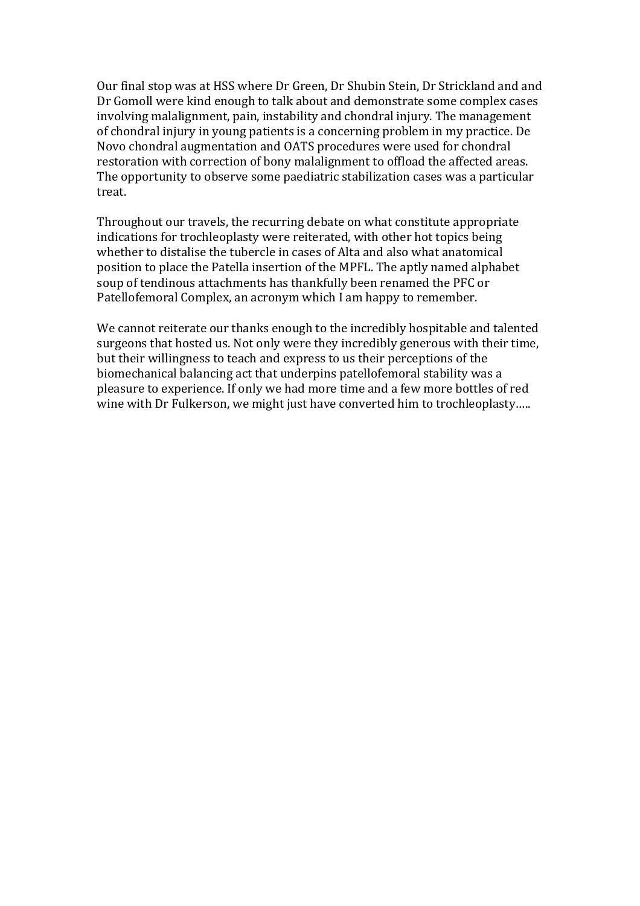Our final stop was at HSS where Dr Green, Dr Shubin Stein, Dr Strickland and and Dr Gomoll were kind enough to talk about and demonstrate some complex cases involving malalignment, pain, instability and chondral injury. The management of chondral injury in young patients is a concerning problem in my practice. De Novo chondral augmentation and OATS procedures were used for chondral restoration with correction of bony malalignment to offload the affected areas. The opportunity to observe some paediatric stabilization cases was a particular treat.

Throughout our travels, the recurring debate on what constitute appropriate indications for trochleoplasty were reiterated, with other hot topics being whether to distalise the tubercle in cases of Alta and also what anatomical position to place the Patella insertion of the MPFL. The aptly named alphabet soup of tendinous attachments has thankfully been renamed the PFC or Patellofemoral Complex, an acronym which I am happy to remember.

We cannot reiterate our thanks enough to the incredibly hospitable and talented surgeons that hosted us. Not only were they incredibly generous with their time, but their willingness to teach and express to us their perceptions of the biomechanical balancing act that underpins patellofemoral stability was a pleasure to experience. If only we had more time and a few more bottles of red wine with Dr Fulkerson, we might just have converted him to trochleoplasty…..